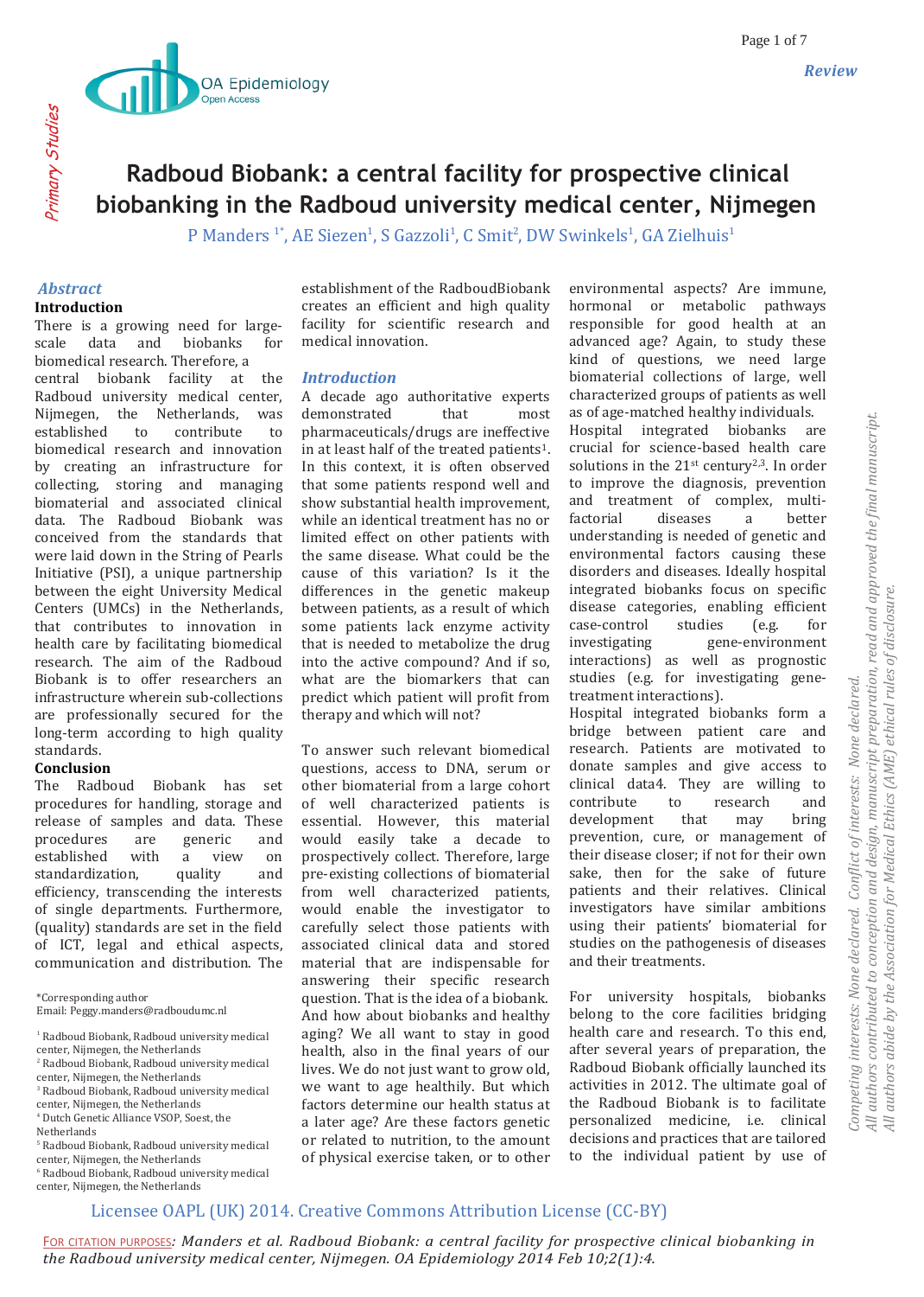Review

# Radboud Biobank: a central facility for prospective clinical biobanking in the Radboud university medical center, Nijmegen

P Manders [1*], AE Siezen[1], S Gazzoli[1], C Smit[2], DW Swinkels[1], GA Zielhuis[1]

## Abstract

**Introduction**

There is a growing need for large-scale data and biobanks for biomedical research. Therefore, a central biobank facility at the Radboud university medical center, Nijmegen, the Netherlands, was established to contribute to biomedical research and innovation by creating an infrastructure for collecting, storing and managing biomaterial and associated clinical data. The Radboud Biobank was conceived from the standards that were laid down in the String of Pearls Initiative (PSI), a unique partnership between the eight University Medical Centers (UMCs) in the Netherlands, that contributes to innovation in health care by facilitating biomedical research. The aim of the Radboud Biobank is to offer researchers an infrastructure wherein sub-collections are professionally secured for the long-term according to high quality standards.

**Conclusion**

The Radboud Biobank has set procedures for handling, storage and release of samples and data. These procedures are generic and established with a view on standardization, quality and efficiency, transcending the interests of single departments. Furthermore, (quality) standards are set in the field of ICT, legal and ethical aspects, communication and distribution. The establishment of the RadboudBiobank creates an efficient and high quality facility for scientific research and medical innovation.

## Introduction

A decade ago authoritative experts demonstrated that most pharmaceuticals/drugs are ineffective in at least half of the treated patients[1]. In this context, it is often observed that some patients respond well and show substantial health improvement, while an identical treatment has no or limited effect on other patients with the same disease. What could be the cause of this variation? Is it the differences in the genetic makeup between patients, as a result of which some patients lack enzyme activity that is needed to metabolize the drug into the active compound? And if so, what are the biomarkers that can predict which patient will profit from therapy and which will not?

To answer such relevant biomedical questions, access to DNA, serum or other biomaterial from a large cohort of well characterized patients is essential. However, this material would easily take a decade to prospectively collect. Therefore, large pre-existing collections of biomaterial from well characterized patients, would enable the investigator to carefully select those patients with associated clinical data and stored material that are indispensable for answering their specific research question. That is the idea of a biobank. And how about biobanks and healthy aging? We all want to stay in good health, also in the final years of our lives. We do not just want to grow old, we want to age healthily. But which factors determine our health status at a later age? Are these factors genetic or related to nutrition, to the amount of physical exercise taken, or to other environmental aspects? Are immune, hormonal or metabolic pathways responsible for good health at an advanced age? Again, to study these kind of questions, we need large biomaterial collections of large, well characterized groups of patients as well as of age-matched healthy individuals.

Hospital integrated biobanks are crucial for science-based health care solutions in the 21st century[2,3]. In order to improve the diagnosis, prevention and treatment of complex, multi-factorial diseases a better understanding is needed of genetic and environmental factors causing these disorders and diseases. Ideally hospital integrated biobanks focus on specific disease categories, enabling efficient case-control studies (e.g. for investigating gene-environment interactions) as well as prognostic studies (e.g. for investigating gene-treatment interactions).

Hospital integrated biobanks form a bridge between patient care and research. Patients are motivated to donate samples and give access to clinical data4. They are willing to contribute to research and development that may bring prevention, cure, or management of their disease closer; if not for their own sake, then for the sake of future patients and their relatives. Clinical investigators have similar ambitions using their patients' biomaterial for studies on the pathogenesis of diseases and their treatments.

For university hospitals, biobanks belong to the core facilities bridging health care and research. To this end, after several years of preparation, the Radboud Biobank officially launched its activities in 2012. The ultimate goal of the Radboud Biobank is to facilitate personalized medicine, i.e. clinical decisions and practices that are tailored to the individual patient by use of

*Corresponding author
Email: Peggy.manders@radboudumc.nl

[1] Radboud Biobank, Radboud university medical center, Nijmegen, the Netherlands
[2] Radboud Biobank, Radboud university medical center, Nijmegen, the Netherlands
[3] Radboud Biobank, Radboud university medical center, Nijmegen, the Netherlands
[4] Dutch Genetic Alliance VSOP, Soest, the Netherlands
[5] Radboud Biobank, Radboud university medical center, Nijmegen, the Netherlands
[6] Radboud Biobank, Radboud university medical center, Nijmegen, the Netherlands

Competing interests: None declared. Conflict of interests: None declared.
All authors contributed to conception and design, manuscript preparation, read and approved the final manuscript.
All authors abide by the Association for Medical Ethics (AME) ethical rules of disclosure.

Licensee OAPL (UK) 2014. Creative Commons Attribution License (CC-BY)

FOR CITATION PURPOSES: *Manders et al. Radboud Biobank: a central facility for prospective clinical biobanking in the Radboud university medical center, Nijmegen. OA Epidemiology 2014 Feb 10;2(1):4.*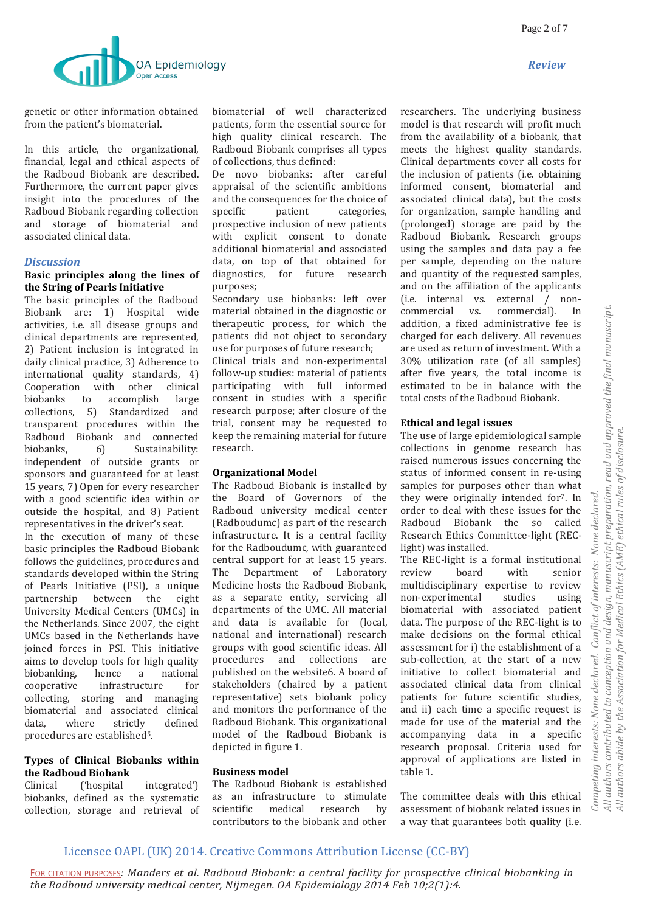genetic or other information obtained from the patient's biomaterial.

In this article, the organizational, financial, legal and ethical aspects of the Radboud Biobank are described. Furthermore, the current paper gives insight into the procedures of the Radboud Biobank regarding collection and storage of biomaterial and associated clinical data.

## *Discussion*

### Basic principles along the lines of the String of Pearls Initiative

The basic principles of the Radboud Biobank are: 1) Hospital wide activities, i.e. all disease groups and clinical departments are represented, 2) Patient inclusion is integrated in daily clinical practice, 3) Adherence to international quality standards, 4) Cooperation with other clinical biobanks to accomplish large collections, 5) Standardized and transparent procedures within the Radboud Biobank and connected biobanks, 6) Sustainability: independent of outside grants or sponsors and guaranteed for at least 15 years, 7) Open for every researcher with a good scientific idea within or outside the hospital, and 8) Patient representatives in the driver's seat.

In the execution of many of these basic principles the Radboud Biobank follows the guidelines, procedures and standards developed within the String of Pearls Initiative (PSI), a unique partnership between the eight University Medical Centers (UMCs) in the Netherlands. Since 2007, the eight UMCs based in the Netherlands have joined forces in PSI. This initiative aims to develop tools for high quality biobanking, hence a national cooperative infrastructure for collecting, storing and managing biomaterial and associated clinical data, where strictly defined procedures are established[5].

### Types of Clinical Biobanks within the Radboud Biobank

Clinical ('hospital integrated') biobanks, defined as the systematic collection, storage and retrieval of biomaterial of well characterized patients, form the essential source for high quality clinical research. The Radboud Biobank comprises all types of collections, thus defined:

De novo biobanks: after careful appraisal of the scientific ambitions and the consequences for the choice of specific patient categories, prospective inclusion of new patients with explicit consent to donate additional biomaterial and associated data, on top of that obtained for diagnostics, for future research purposes;

Secondary use biobanks: left over material obtained in the diagnostic or therapeutic process, for which the patients did not object to secondary use for purposes of future research;

Clinical trials and non-experimental follow-up studies: material of patients participating with full informed consent in studies with a specific research purpose; after closure of the trial, consent may be requested to keep the remaining material for future research.

### Organizational Model

The Radboud Biobank is installed by the Board of Governors of the Radboud university medical center (Radboudumc) as part of the research infrastructure. It is a central facility for the Radboudumc, with guaranteed central support for at least 15 years. The Department of Laboratory Medicine hosts the Radboud Biobank, as a separate entity, servicing all departments of the UMC. All material and data is available for (local, national and international) research groups with good scientific ideas. All procedures and collections are published on the website6. A board of stakeholders (chaired by a patient representative) sets biobank policy and monitors the performance of the Radboud Biobank. This organizational model of the Radboud Biobank is depicted in figure 1.

### Business model

The Radboud Biobank is established as an infrastructure to stimulate scientific medical research by contributors to the biobank and other researchers. The underlying business model is that research will profit much from the availability of a biobank, that meets the highest quality standards. Clinical departments cover all costs for the inclusion of patients (i.e. obtaining informed consent, biomaterial and associated clinical data), but the costs for organization, sample handling and (prolonged) storage are paid by the Radboud Biobank. Research groups using the samples and data pay a fee per sample, depending on the nature and quantity of the requested samples, and on the affiliation of the applicants (i.e. internal vs. external / non-commercial vs. commercial). In addition, a fixed administrative fee is charged for each delivery. All revenues are used as return of investment. With a 30% utilization rate (of all samples) after five years, the total income is estimated to be in balance with the total costs of the Radboud Biobank.

### Ethical and legal issues

The use of large epidemiological sample collections in genome research has raised numerous issues concerning the status of informed consent in re-using samples for purposes other than what they were originally intended for[7]. In order to deal with these issues for the Radboud Biobank the so called Research Ethics Committee-light (REC-light) was installed.

The REC-light is a formal institutional review board with senior multidisciplinary expertise to review non-experimental studies using biomaterial with associated patient data. The purpose of the REC-light is to make decisions on the formal ethical assessment for i) the establishment of a sub-collection, at the start of a new initiative to collect biomaterial and associated clinical data from clinical patients for future scientific studies, and ii) each time a specific request is made for use of the material and the accompanying data in a specific research proposal. Criteria used for approval of applications are listed in table 1.

The committee deals with this ethical assessment of biobank related issues in a way that guarantees both quality (i.e.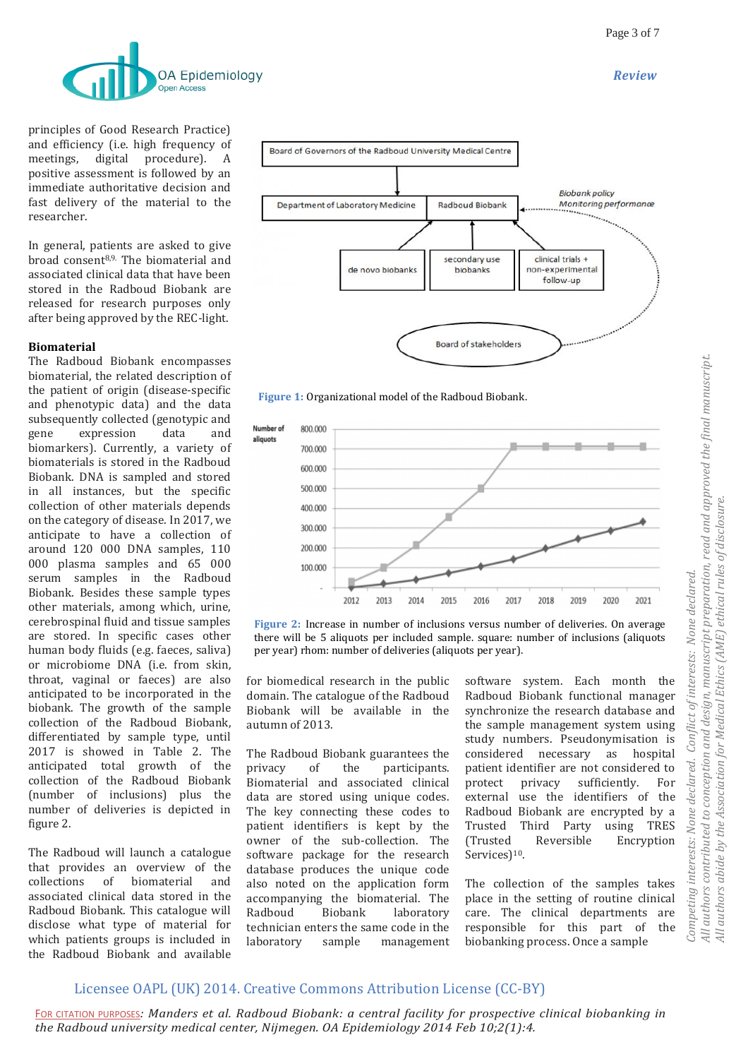principles of Good Research Practice) and efficiency (i.e. high frequency of meetings, digital procedure). A positive assessment is followed by an immediate authoritative decision and fast delivery of the material to the researcher.

In general, patients are asked to give broad consent[8,9]. The biomaterial and associated clinical data that have been stored in the Radboud Biobank are released for research purposes only after being approved by the REC-light.

**Biomaterial**

The Radboud Biobank encompasses biomaterial, the related description of the patient of origin (disease-specific and phenotypic data) and the data subsequently collected (genotypic and gene expression data and biomarkers). Currently, a variety of biomaterials is stored in the Radboud Biobank. DNA is sampled and stored in all instances, but the specific collection of other materials depends on the category of disease. In 2017, we anticipate to have a collection of around 120 000 DNA samples, 110 000 plasma samples and 65 000 serum samples in the Radboud Biobank. Besides these sample types other materials, among which, urine, cerebrospinal fluid and tissue samples are stored. In specific cases other human body fluids (e.g. faeces, saliva) or microbiome DNA (i.e. from skin, throat, vaginal or faeces) are also anticipated to be incorporated in the biobank. The growth of the sample collection of the Radboud Biobank, differentiated by sample type, until 2017 is showed in Table 2. The anticipated total growth of the collection of the Radboud Biobank (number of inclusions) plus the number of deliveries is depicted in figure 2.

The Radboud will launch a catalogue that provides an overview of the collections of biomaterial and associated clinical data stored in the Radboud Biobank. This catalogue will disclose what type of material for which patients groups is included in the Radboud Biobank and available for biomedical research in the public domain. The catalogue of the Radboud Biobank will be available in the autumn of 2013.

The Radboud Biobank guarantees the privacy of the participants. Biomaterial and associated clinical data are stored using unique codes. The key connecting these codes to patient identifiers is kept by the owner of the sub-collection. The software package for the research database produces the unique code also noted on the application form accompanying the biomaterial. The Radboud Biobank laboratory technician enters the same code in the laboratory sample management software system. Each month the Radboud Biobank functional manager synchronize the research database and the sample management system using study numbers. Pseudonymisation is considered necessary as hospital patient identifier are not considered to protect privacy sufficiently. For external use the identifiers of the Radboud Biobank are encrypted by a Trusted Third Party using TRES (Trusted Reversible Encryption Services)[10].

The collection of the samples takes place in the setting of routine clinical care. The clinical departments are responsible for this part of the biobanking process. Once a sample

Figure 1: Organizational model of the Radboud Biobank.

Figure 2: Increase in number of inclusions versus number of deliveries. On average there will be 5 aliquots per included sample. square: number of inclusions (aliquots per year) rhom: number of deliveries (aliquots per year).

*Competing interests: None declared. Conflict of interests: None declared.*
*All authors contributed to conception and design, manuscript preparation, read and approved the final manuscript.*
*All authors abide by the Association for Medical Ethics (AME) ethical rules of disclosure.*

Licensee OAPL (UK) 2014. Creative Commons Attribution License (CC-BY)

For citation purposes: *Manders et al. Radboud Biobank: a central facility for prospective clinical biobanking in the Radboud university medical center, Nijmegen. OA Epidemiology 2014 Feb 10;2(1):4.*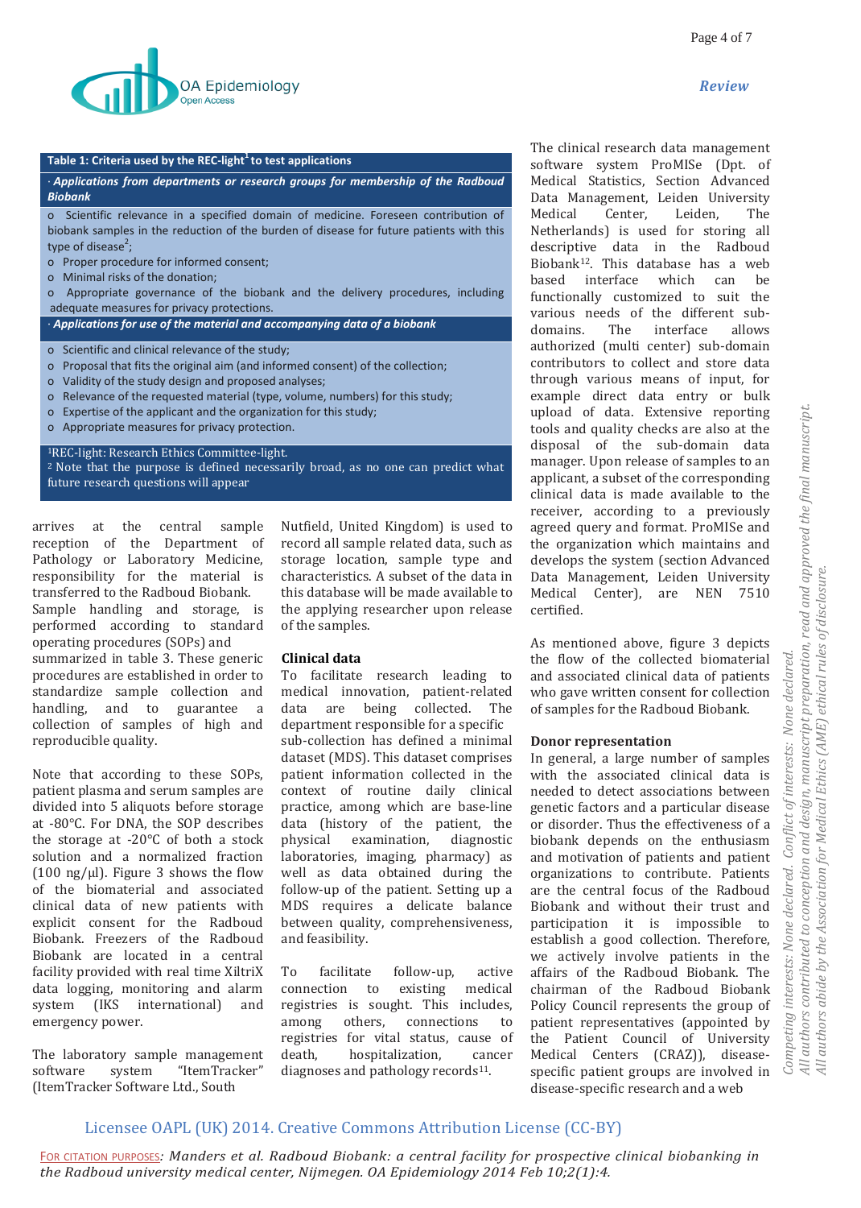**Table 1: Criteria used by the REC-light[1] to test applications**

| · *Applications from departments or research groups for membership of the Radboud Biobank* |
|---|
| o Scientific relevance in a specified domain of medicine. Foreseen contribution of biobank samples in the reduction of the burden of disease for future patients with this type of disease[2]; |
| o Proper procedure for informed consent; |
| o Minimal risks of the donation; |
| o Appropriate governance of the biobank and the delivery procedures, including adequate measures for privacy protections. |
| · *Applications for use of the material and accompanying data of a biobank* |
| o Scientific and clinical relevance of the study; |
| o Proposal that fits the original aim (and informed consent) of the collection; |
| o Validity of the study design and proposed analyses; |
| o Relevance of the requested material (type, volume, numbers) for this study; |
| o Expertise of the applicant and the organization for this study; |
| o Appropriate measures for privacy protection. |

[1]REC-light: Research Ethics Committee-light.
[2] Note that the purpose is defined necessarily broad, as no one can predict what future research questions will appear

arrives at the central sample reception of the Department of Pathology or Laboratory Medicine, responsibility for the material is transferred to the Radboud Biobank. Sample handling and storage, is performed according to standard operating procedures (SOPs) and summarized in table 3. These generic procedures are established in order to standardize sample collection and handling, and to guarantee a collection of samples of high and reproducible quality.

Note that according to these SOPs, patient plasma and serum samples are divided into 5 aliquots before storage at -80°C. For DNA, the SOP describes the storage at -20°C of both a stock solution and a normalized fraction (100 ng/µl). Figure 3 shows the flow of the biomaterial and associated clinical data of new patients with explicit consent for the Radboud Biobank. Freezers of the Radboud Biobank are located in a central facility provided with real time XiltriX data logging, monitoring and alarm system (IKS international) and emergency power.

The laboratory sample management software system "ItemTracker" (ItemTracker Software Ltd., South Nutfield, United Kingdom) is used to record all sample related data, such as storage location, sample type and characteristics. A subset of the data in this database will be made available to the applying researcher upon release of the samples.

## Clinical data

To facilitate research leading to medical innovation, patient-related data are being collected. The department responsible for a specific sub-collection has defined a minimal dataset (MDS). This dataset comprises patient information collected in the context of routine daily clinical practice, among which are base-line data (history of the patient, the physical examination, diagnostic laboratories, imaging, pharmacy) as well as data obtained during the follow-up of the patient. Setting up a MDS requires a delicate balance between quality, comprehensiveness, and feasibility.

To facilitate follow-up, active connection to existing medical registries is sought. This includes, among others, connections to registries for vital status, cause of death, hospitalization, cancer diagnoses and pathology records[11].

The clinical research data management software system ProMISe (Dpt. of Medical Statistics, Section Advanced Data Management, Leiden University Medical Center, Leiden, The Netherlands) is used for storing all descriptive data in the Radboud Biobank[12]. This database has a web based interface which can be functionally customized to suit the various needs of the different sub-domains. The interface allows authorized (multi center) sub-domain contributors to collect and store data through various means of input, for example direct data entry or bulk upload of data. Extensive reporting tools and quality checks are also at the disposal of the sub-domain data manager. Upon release of samples to an applicant, a subset of the corresponding clinical data is made available to the receiver, according to a previously agreed query and format. ProMISe and the organization which maintains and develops the system (section Advanced Data Management, Leiden University Medical Center), are NEN 7510 certified.

As mentioned above, figure 3 depicts the flow of the collected biomaterial and associated clinical data of patients who gave written consent for collection of samples for the Radboud Biobank.

## Donor representation

In general, a large number of samples with the associated clinical data is needed to detect associations between genetic factors and a particular disease or disorder. Thus the effectiveness of a biobank depends on the enthusiasm and motivation of patients and patient organizations to contribute. Patients are the central focus of the Radboud Biobank and without their trust and participation it is impossible to establish a good collection. Therefore, we actively involve patients in the affairs of the Radboud Biobank. The chairman of the Radboud Biobank Policy Council represents the group of patient representatives (appointed by the Patient Council of University Medical Centers (CRAZ)), disease-specific patient groups are involved in disease-specific research and a web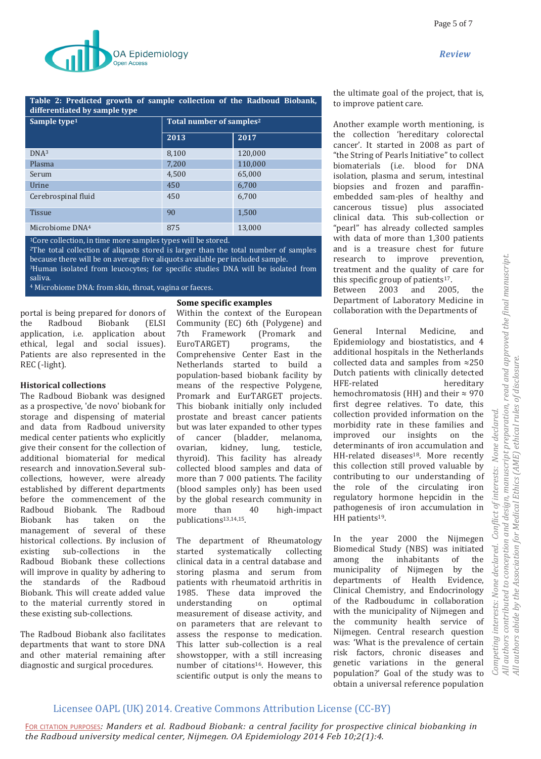**Table 2: Predicted growth of sample collection of the Radboud Biobank, differentiated by sample type**

| Sample type[1] | Total number of samples[2] | |
|---|---|---|
| | 2013 | 2017 |
| DNA[3] | 8,100 | 120,000 |
| Plasma | 7,200 | 110,000 |
| Serum | 4,500 | 65,000 |
| Urine | 450 | 6,700 |
| Cerebrospinal fluid | 450 | 6,700 |
| Tissue | 90 | 1,500 |
| Microbiome DNA[4] | 875 | 13,000 |

[1]Core collection, in time more samples types will be stored.
[2]The total collection of aliquots stored is larger than the total number of samples because there will be on average five aliquots available per included sample.
[3]Human isolated from leucocytes; for specific studies DNA will be isolated from saliva.
[4] Microbiome DNA: from skin, throat, vagina or faeces.

portal is being prepared for donors of the Radboud Biobank (ELSI application, i.e. application about ethical, legal and social issues). Patients are also represented in the REC (-light).

### Historical collections

The Radboud Biobank was designed as a prospective, 'de novo' biobank for storage and dispensing of material and data from Radboud university medical center patients who explicitly give their consent for the collection of additional biomaterial for medical research and innovation.Several sub-collections, however, were already established by different departments before the commencement of the Radboud Biobank. The Radboud Biobank has taken on the management of several of these historical collections. By inclusion of existing sub-collections in the Radboud Biobank these collections will improve in quality by adhering to the standards of the Radboud Biobank. This will create added value to the material currently stored in these existing sub-collections.

The Radboud Biobank also facilitates departments that want to store DNA and other material remaining after diagnostic and surgical procedures.

### Some specific examples

Within the context of the European Community (EC) 6th (Polygene) and 7th Framework (Promark and EuroTARGET) programs, the Comprehensive Center East in the Netherlands started to build a population-based biobank facility by means of the respective Polygene, Promark and EurTARGET projects. This biobank initially only included prostate and breast cancer patients but was later expanded to other types of cancer (bladder, melanoma, ovarian, kidney, lung, testicle, thyroid). This facility has already collected blood samples and data of more than 7 000 patients. The facility (blood samples only) has been used by the global research community in more than 40 high-impact publications[13,14,15].

The department of Rheumatology started systematically collecting clinical data in a central database and storing plasma and serum from patients with rheumatoid arthritis in 1985. These data improved the understanding on optimal measurement of disease activity, and on parameters that are relevant to assess the response to medication. This latter sub-collection is a real showstopper, with a still increasing number of citations[16]. However, this scientific output is only the means to the ultimate goal of the project, that is, to improve patient care.

Another example worth mentioning, is the collection 'hereditary colorectal cancer'. It started in 2008 as part of "the String of Pearls Initiative" to collect biomaterials (i.e. blood for DNA isolation, plasma and serum, intestinal biopsies and frozen and paraffin-embedded sam-ples of healthy and cancerous tissue) plus associated clinical data. This sub-collection or "pearl" has already collected samples with data of more than 1,300 patients and is a treasure chest for future research to improve prevention, treatment and the quality of care for this specific group of patients[17].

Between 2003 and 2005, the Department of Laboratory Medicine in collaboration with the Departments of General Internal Medicine, and Epidemiology and biostatistics, and 4 additional hospitals in the Netherlands collected data and samples from ≈250 Dutch patients with clinically detected HFE-related hereditary hemochromatosis (HH) and their ≈ 970 first degree relatives. To date, this collection provided information on the morbidity rate in these families and improved our insights on the determinants of iron accumulation and HH-related diseases[18]. More recently this collection still proved valuable by contributing to our understanding of the role of the circulating iron regulatory hormone hepcidin in the pathogenesis of iron accumulation in HH patients[19].

In the year 2000 the Nijmegen Biomedical Study (NBS) was initiated among the inhabitants of the municipality of Nijmegen by the departments of Health Evidence, Clinical Chemistry, and Endocrinology of the Radboudumc in collaboration with the municipality of Nijmegen and the community health service of Nijmegen. Central research question was: 'What is the prevalence of certain risk factors, chronic diseases and genetic variations in the general population?' Goal of the study was to obtain a universal reference population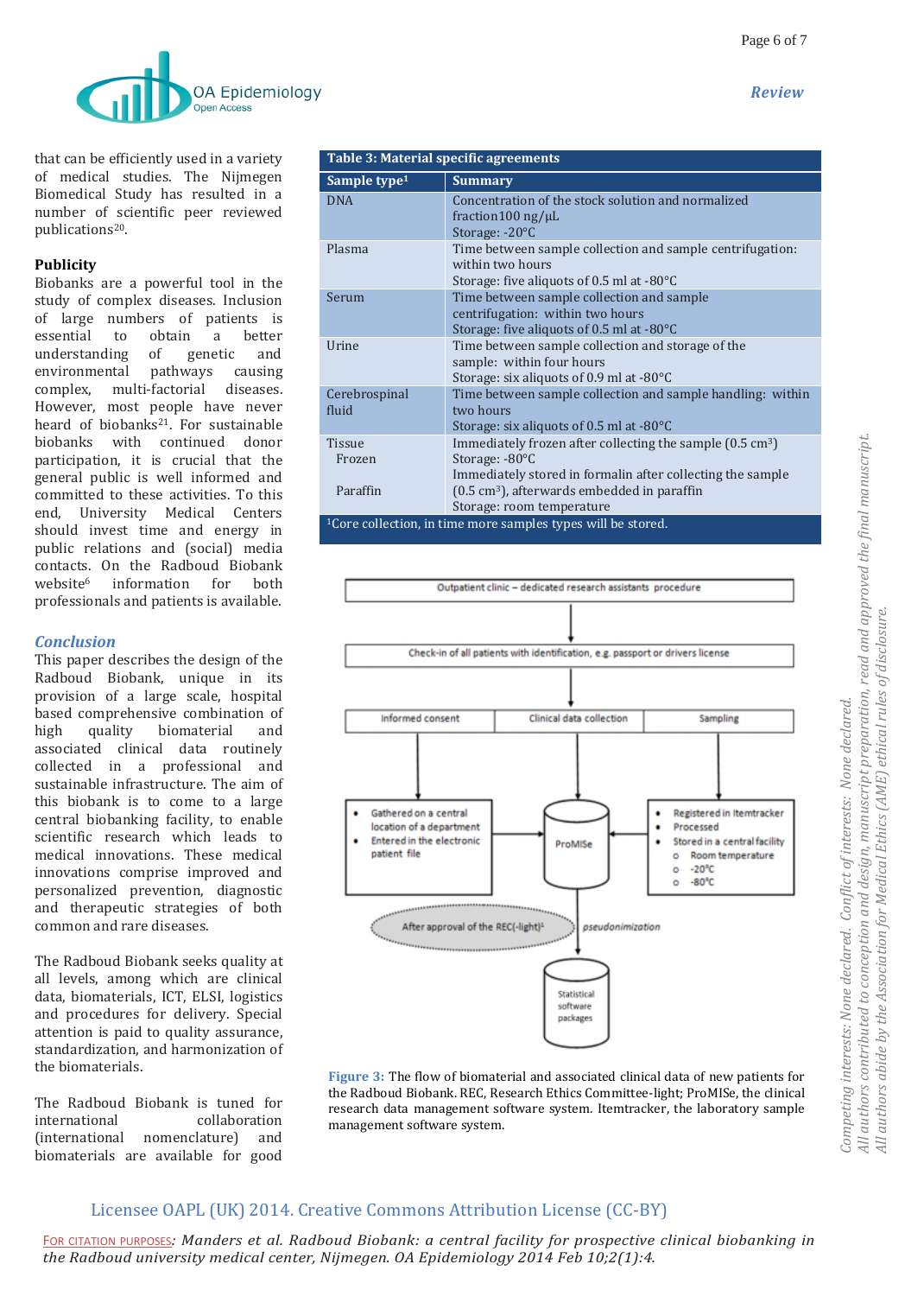that can be efficiently used in a variety of medical studies. The Nijmegen Biomedical Study has resulted in a number of scientific peer reviewed publications[20].

**Publicity**

Biobanks are a powerful tool in the study of complex diseases. Inclusion of large numbers of patients is essential to obtain a better understanding of genetic and environmental pathways causing complex, multi-factorial diseases. However, most people have never heard of biobanks[21]. For sustainable biobanks with continued donor participation, it is crucial that the general public is well informed and committed to these activities. To this end, University Medical Centers should invest time and energy in public relations and (social) media contacts. On the Radboud Biobank website[6] information for both professionals and patients is available.

## Conclusion

This paper describes the design of the Radboud Biobank, unique in its provision of a large scale, hospital based comprehensive combination of high quality biomaterial and associated clinical data routinely collected in a professional and sustainable infrastructure. The aim of this biobank is to come to a large central biobanking facility, to enable scientific research which leads to medical innovations. These medical innovations comprise improved and personalized prevention, diagnostic and therapeutic strategies of both common and rare diseases.

The Radboud Biobank seeks quality at all levels, among which are clinical data, biomaterials, ICT, ELSI, logistics and procedures for delivery. Special attention is paid to quality assurance, standardization, and harmonization of the biomaterials.

The Radboud Biobank is tuned for international collaboration (international nomenclature) and biomaterials are available for good

**Table 3: Material specific agreements**

| Sample type[1] | Summary |
|---|---|
| DNA | Concentration of the stock solution and normalized fraction100 ng/µL<br>Storage: -20°C |
| Plasma | Time between sample collection and sample centrifugation: within two hours<br>Storage: five aliquots of 0.5 ml at -80°C |
| Serum | Time between sample collection and sample centrifugation: within two hours<br>Storage: five aliquots of 0.5 ml at -80°C |
| Urine | Time between sample collection and storage of the sample: within four hours<br>Storage: six aliquots of 0.9 ml at -80°C |
| Cerebrospinal fluid | Time between sample collection and sample handling: within two hours<br>Storage: six aliquots of 0.5 ml at -80°C |
| Tissue<br>Frozen | Immediately frozen after collecting the sample (0.5 $cm^3$)<br>Storage: -80°C |
| Paraffin | Immediately stored in formalin after collecting the sample (0.5 $cm^3$), afterwards embedded in paraffin<br>Storage: room temperature |

[1]Core collection, in time more samples types will be stored.

Outpatient clinic – dedicated research assistants procedure → Check-in of all patients with identification, e.g. passport or drivers license → Informed consent | Clinical data collection | Sampling

- Gathered on a central location of a department
- Entered in the electronic patient file

ProMISe

- Registered in Itemtracker
- Processed
- Stored in a central facility
  - Room temperature
  - -20°C
  - -80°C

After approval of the REC(-light)[1] — pseudonimization → Statistical software packages

**Figure 3:** The flow of biomaterial and associated clinical data of new patients for the Radboud Biobank. REC, Research Ethics Committee-light; ProMISe, the clinical research data management software system. Itemtracker, the laboratory sample management software system.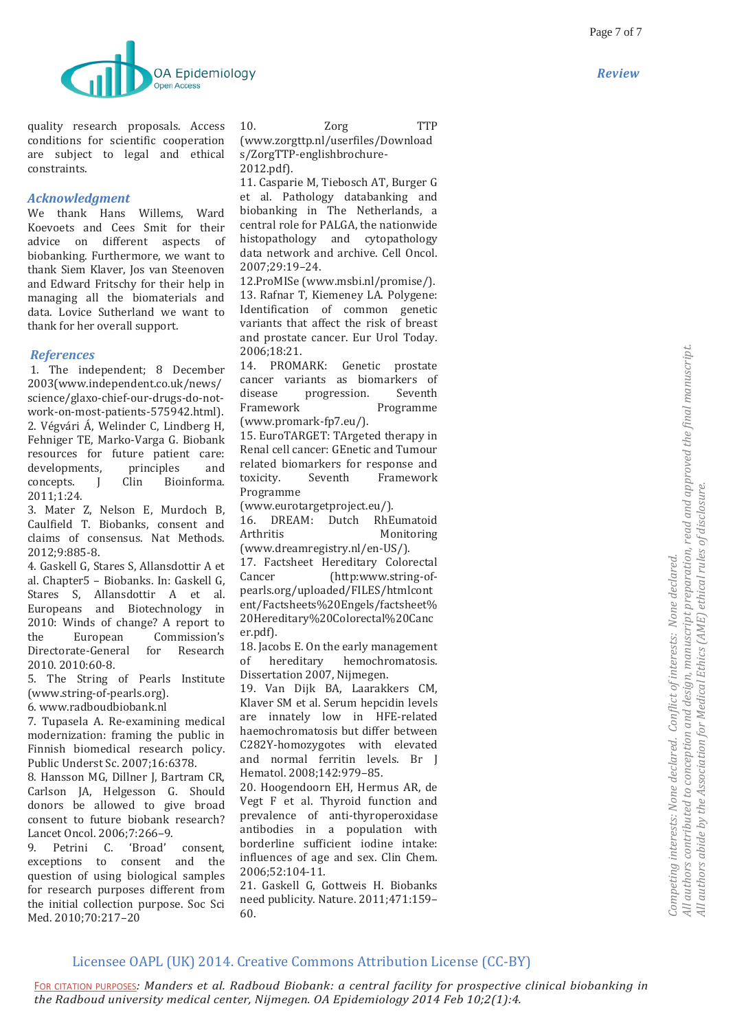quality research proposals. Access conditions for scientific cooperation are subject to legal and ethical constraints.

## Acknowledgment

We thank Hans Willems, Ward Koevoets and Cees Smit for their advice on different aspects of biobanking. Furthermore, we want to thank Siem Klaver, Jos van Steenoven and Edward Fritschy for their help in managing all the biomaterials and data. Lovice Sutherland we want to thank for her overall support.

## References

1. The independent; 8 December 2003(www.independent.co.uk/news/science/glaxo-chief-our-drugs-do-not-work-on-most-patients-575942.html).
2. Végvári Á, Welinder C, Lindberg H, Fehniger TE, Marko-Varga G. Biobank resources for future patient care: developments, principles and concepts. J Clin Bioinforma. 2011;1:24.
3. Mater Z, Nelson E, Murdoch B, Caulfield T. Biobanks, consent and claims of consensus. Nat Methods. 2012;9:885-8.
4. Gaskell G, Stares S, Allansdottir A et al. Chapter5 – Biobanks. In: Gaskell G, Stares S, Allansdottir A et al. Europeans and Biotechnology in 2010: Winds of change? A report to the European Commission's Directorate-General for Research 2010. 2010:60-8.
5. The String of Pearls Institute (www.string-of-pearls.org).
6. www.radboudbiobank.nl
7. Tupasela A. Re-examining medical modernization: framing the public in Finnish biomedical research policy. Public Underst Sc. 2007;16:6378.
8. Hansson MG, Dillner J, Bartram CR, Carlson JA, Helgesson G. Should donors be allowed to give broad consent to future biobank research? Lancet Oncol. 2006;7:266–9.
9. Petrini C. 'Broad' consent, exceptions to consent and the question of using biological samples for research purposes different from the initial collection purpose. Soc Sci Med. 2010;70:217–20
10. Zorg TTP (www.zorgttp.nl/userfiles/Downloads/ZorgTTP-englishbrochure-2012.pdf).
11. Casparie M, Tiebosch AT, Burger G et al. Pathology databanking and biobanking in The Netherlands, a central role for PALGA, the nationwide histopathology and cytopathology data network and archive. Cell Oncol. 2007;29:19–24.
12. ProMISe (www.msbi.nl/promise/).
13. Rafnar T, Kiemeney LA. Polygene: Identification of common genetic variants that affect the risk of breast and prostate cancer. Eur Urol Today. 2006;18:21.
14. PROMARK: Genetic prostate cancer variants as biomarkers of disease progression. Seventh Framework Programme (www.promark-fp7.eu/).
15. EuroTARGET: TArgeted therapy in Renal cell cancer: GEnetic and Tumour related biomarkers for response and toxicity. Seventh Framework Programme (www.eurotargetproject.eu/).
16. DREAM: Dutch RhEumatoid Arthritis Monitoring (www.dreamregistry.nl/en-US/).
17. Factsheet Hereditary Colorectal Cancer (http:www.string-of-pearls.org/uploaded/FILES/htmlcontent/Factsheets%20Engels/factsheet%20Hereditary%20Colorectal%20Cancer.pdf).
18. Jacobs E. On the early management of hereditary hemochromatosis. Dissertation 2007, Nijmegen.
19. Van Dijk BA, Laarakkers CM, Klaver SM et al. Serum hepcidin levels are innately low in HFE-related haemochromatosis but differ between C282Y-homozygotes with elevated and normal ferritin levels. Br J Hematol. 2008;142:979–85.
20. Hoogendoorn EH, Hermus AR, de Vegt F et al. Thyroid function and prevalence of anti-thyroperoxidase antibodies in a population with borderline sufficient iodine intake: influences of age and sex. Clin Chem. 2006;52:104-11.
21. Gaskell G, Gottweis H. Biobanks need publicity. Nature. 2011;471:159–60.

*Competing interests: None declared. Conflict of interests: None declared.*
*All authors contributed to conception and design, manuscript preparation, read and approved the final manuscript.*
*All authors abide by the Association for Medical Ethics (AME) ethical rules of disclosure.*

Licensee OAPL (UK) 2014. Creative Commons Attribution License (CC-BY)

FOR CITATION PURPOSES: *Manders et al. Radboud Biobank: a central facility for prospective clinical biobanking in the Radboud university medical center, Nijmegen. OA Epidemiology 2014 Feb 10;2(1):4.*